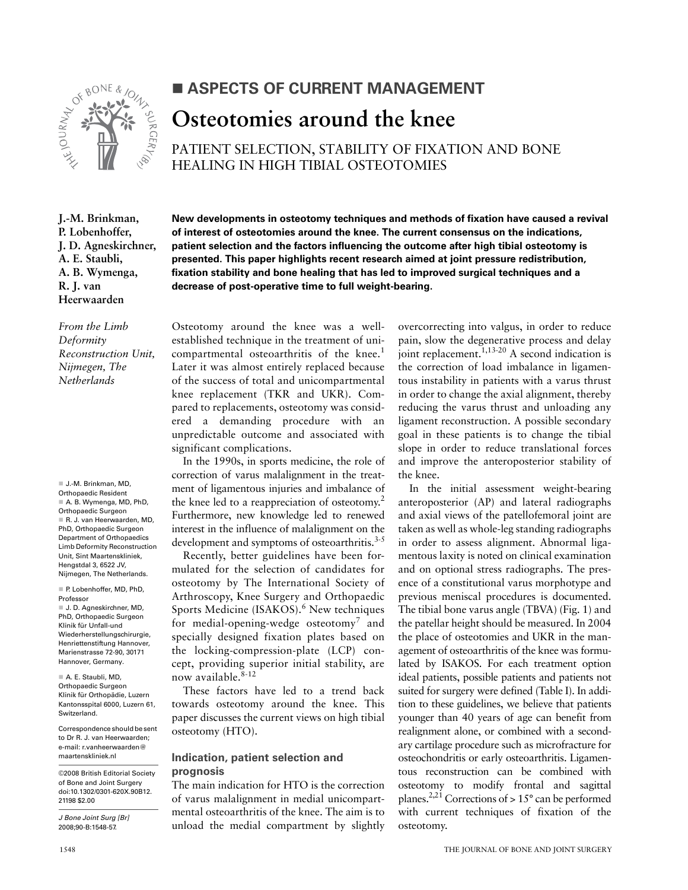■ **ASPECTS OF CURRENT MANAGEMENT**

# Osteotomies around the knee

## PATIENT SELECTION, STABILITY OF FIXATION AND BONE HEALING IN HIGH TIBIAL OSTEOTOMIES

**J.-M. Brinkman, P. Lobenhoffer, J. D. Agneskirchner, A. E. Staubli, A. B. Wymenga, R. J. van Heerwaarden**

*From the Limb Deformity Reconstruction Unit, Nijmegen, The Netherlands*

■ J.-M. Brinkman, MD, Orthopaedic Resident
■ A. B. Wymenga, MD, PhD, Orthopaedic Surgeon
■ R. J. van Heerwaarden, MD, PhD, Orthopaedic Surgeon
Department of Orthopaedics Limb Deformity Reconstruction Unit, Sint Maartenskliniek, Hengstdal 3, 6522 JV, Nijmegen, The Netherlands.

■ P. Lobenhoffer, MD, PhD, Professor
■ J. D. Agneskirchner, MD, PhD, Orthopaedic Surgeon
Klinik für Unfall-und Wiederherstellungschirurgie, Henriettenstiftung Hannover, Marienstrasse 72-90, 30171 Hannover, Germany.

■ A. E. Staubli, MD, Orthopaedic Surgeon
Klinik für Orthopädie, Luzern Kantonsspital 6000, Luzern 61, Switzerland.

Correspondence should be sent to Dr R. J. van Heerwaarden; e-mail: r.vanheerwaarden@maartenskliniek.nl

©2008 British Editorial Society of Bone and Joint Surgery
doi:10.1302/0301-620X.90B12.21198 $2.00

*J Bone Joint Surg [Br]* 2008;90-B:1548-57.

**New developments in osteotomy techniques and methods of fixation have caused a revival of interest of osteotomies around the knee. The current consensus on the indications, patient selection and the factors influencing the outcome after high tibial osteotomy is presented. This paper highlights recent research aimed at joint pressure redistribution, fixation stability and bone healing that has led to improved surgical techniques and a decrease of post-operative time to full weight-bearing.**

Osteotomy around the knee was a well-established technique in the treatment of unicompartmental osteoarthritis of the knee.[1] Later it was almost entirely replaced because of the success of total and unicompartmental knee replacement (TKR and UKR). Compared to replacements, osteotomy was considered a demanding procedure with an unpredictable outcome and associated with significant complications.

In the 1990s, in sports medicine, the role of correction of varus malalignment in the treatment of ligamentous injuries and imbalance of the knee led to a reappreciation of osteotomy.[2] Furthermore, new knowledge led to renewed interest in the influence of malalignment on the development and symptoms of osteoarthritis.[3-5]

Recently, better guidelines have been formulated for the selection of candidates for osteotomy by The International Society of Arthroscopy, Knee Surgery and Orthopaedic Sports Medicine (ISAKOS).[6] New techniques for medial-opening-wedge osteotomy[7] and specially designed fixation plates based on the locking-compression-plate (LCP) concept, providing superior initial stability, are now available.[8-12]

These factors have led to a trend back towards osteotomy around the knee. This paper discusses the current views on high tibial osteotomy (HTO).

### Indication, patient selection and prognosis

The main indication for HTO is the correction of varus malalignment in medial unicompartmental osteoarthritis of the knee. The aim is to unload the medial compartment by slightly overcorrecting into valgus, in order to reduce pain, slow the degenerative process and delay joint replacement.[1,13-20] A second indication is the correction of load imbalance in ligamentous instability in patients with a varus thrust in order to change the axial alignment, thereby reducing the varus thrust and unloading any ligament reconstruction. A possible secondary goal in these patients is to change the tibial slope in order to reduce translational forces and improve the anteroposterior stability of the knee.

In the initial assessment weight-bearing anteroposterior (AP) and lateral radiographs and axial views of the patellofemoral joint are taken as well as whole-leg standing radiographs in order to assess alignment. Abnormal ligamentous laxity is noted on clinical examination and on optional stress radiographs. The presence of a constitutional varus morphotype and previous meniscal procedures is documented. The tibial bone varus angle (TBVA) (Fig. 1) and the patellar height should be measured. In 2004 the place of osteotomies and UKR in the management of osteoarthritis of the knee was formulated by ISAKOS. For each treatment option ideal patients, possible patients and patients not suited for surgery were defined (Table I). In addition to these guidelines, we believe that patients younger than 40 years of age can benefit from realignment alone, or combined with a secondary cartilage procedure such as microfracture for osteochondritis or early osteoarthritis. Ligamentous reconstruction can be combined with osteotomy to modify frontal and sagittal planes.[2,21] Corrections of > 15° can be performed with current techniques of fixation of the osteotomy.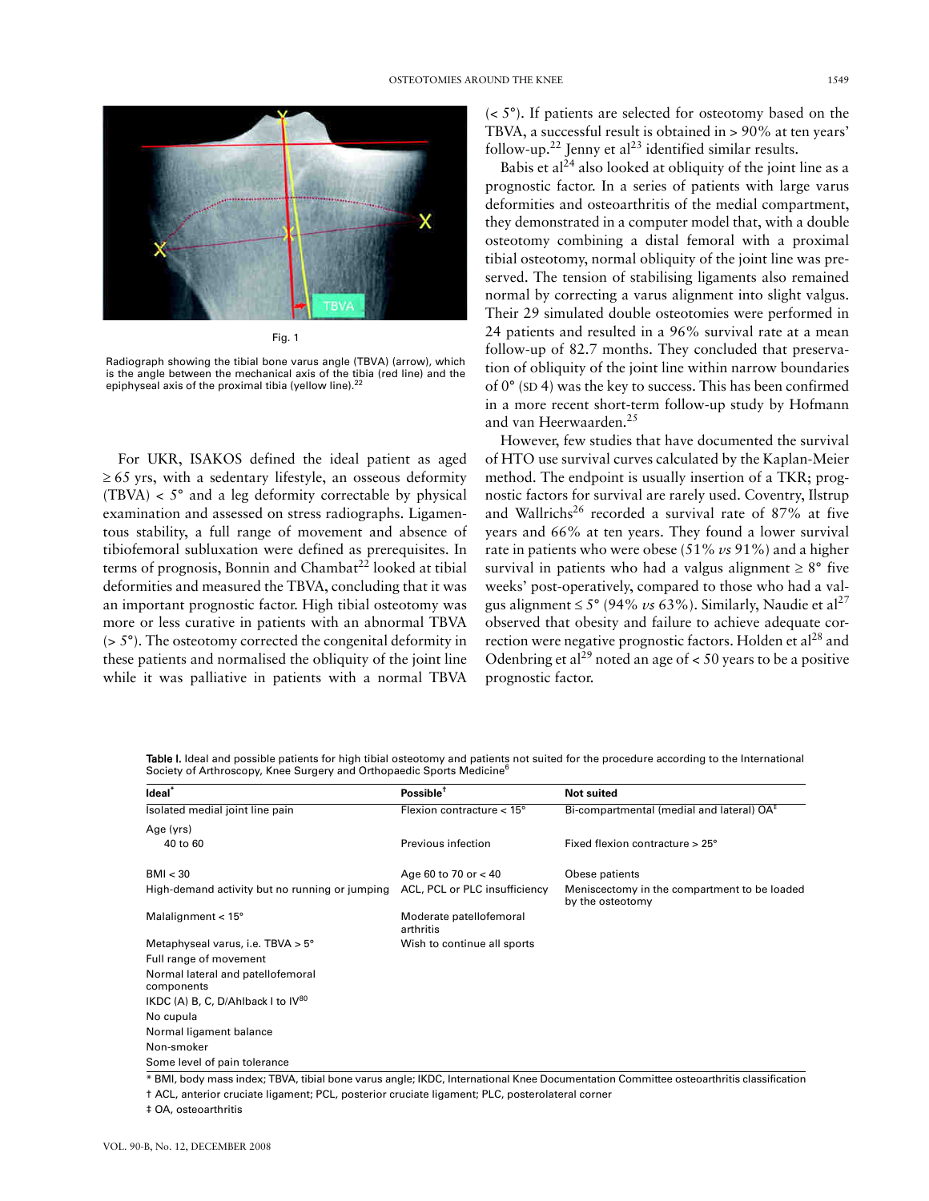Fig. 1

Radiograph showing the tibial bone varus angle (TBVA) (arrow), which is the angle between the mechanical axis of the tibia (red line) and the epiphyseal axis of the proximal tibia (yellow line).[22]

For UKR, ISAKOS defined the ideal patient as aged ≥ 65 yrs, with a sedentary lifestyle, an osseous deformity (TBVA) < 5° and a leg deformity correctable by physical examination and assessed on stress radiographs. Ligamentous stability, a full range of movement and absence of tibiofemoral subluxation were defined as prerequisites. In terms of prognosis, Bonnin and Chambat[22] looked at tibial deformities and measured the TBVA, concluding that it was an important prognostic factor. High tibial osteotomy was more or less curative in patients with an abnormal TBVA (> 5°). The osteotomy corrected the congenital deformity in these patients and normalised the obliquity of the joint line while it was palliative in patients with a normal TBVA (< 5°). If patients are selected for osteotomy based on the TBVA, a successful result is obtained in > 90% at ten years' follow-up.[22] Jenny et al[23] identified similar results.

Babis et al[24] also looked at obliquity of the joint line as a prognostic factor. In a series of patients with large varus deformities and osteoarthritis of the medial compartment, they demonstrated in a computer model that, with a double osteotomy combining a distal femoral with a proximal tibial osteotomy, normal obliquity of the joint line was preserved. The tension of stabilising ligaments also remained normal by correcting a varus alignment into slight valgus. Their 29 simulated double osteotomies were performed in 24 patients and resulted in a 96% survival rate at a mean follow-up of 82.7 months. They concluded that preservation of obliquity of the joint line within narrow boundaries of 0° (SD 4) was the key to success. This has been confirmed in a more recent short-term follow-up study by Hofmann and van Heerwaarden.[25]

However, few studies that have documented the survival of HTO use survival curves calculated by the Kaplan-Meier method. The endpoint is usually insertion of a TKR; prognostic factors for survival are rarely used. Coventry, Ilstrup and Wallrichs[26] recorded a survival rate of 87% at five years and 66% at ten years. They found a lower survival rate in patients who were obese (51% *vs* 91%) and a higher survival in patients who had a valgus alignment ≥ 8° five weeks' post-operatively, compared to those who had a valgus alignment ≤ 5° (94% *vs* 63%). Similarly, Naudie et al[27] observed that obesity and failure to achieve adequate correction were negative prognostic factors. Holden et al[28] and Odenbring et al[29] noted an age of < 50 years to be a positive prognostic factor.

**Table I.** Ideal and possible patients for high tibial osteotomy and patients not suited for the procedure according to the International Society of Arthroscopy, Knee Surgery and Orthopaedic Sports Medicine[6]

| Ideal* | Possible† | Not suited |
|---|---|---|
| Isolated medial joint line pain | Flexion contracture < 15° | Bi-compartmental (medial and lateral) OA‡ |
| Age (yrs) | | |
| 40 to 60 | Previous infection | Fixed flexion contracture > 25° |
| BMI < 30 | Age 60 to 70 or < 40 | Obese patients |
| High-demand activity but no running or jumping | ACL, PCL or PLC insufficiency | Meniscectomy in the compartment to be loaded by the osteotomy |
| Malalignment < 15° | Moderate patellofemoral arthritis | |
| Metaphyseal varus, i.e. TBVA > 5° | Wish to continue all sports | |
| Full range of movement | | |
| Normal lateral and patellofemoral components | | |
| IKDC (A) B, C, D/Ahlback I to IV[80] | | |
| No cupula | | |
| Normal ligament balance | | |
| Non-smoker | | |
| Some level of pain tolerance | | |

\* BMI, body mass index; TBVA, tibial bone varus angle; IKDC, International Knee Documentation Committee osteoarthritis classification

† ACL, anterior cruciate ligament; PCL, posterior cruciate ligament; PLC, posterolateral corner

‡ OA, osteoarthritis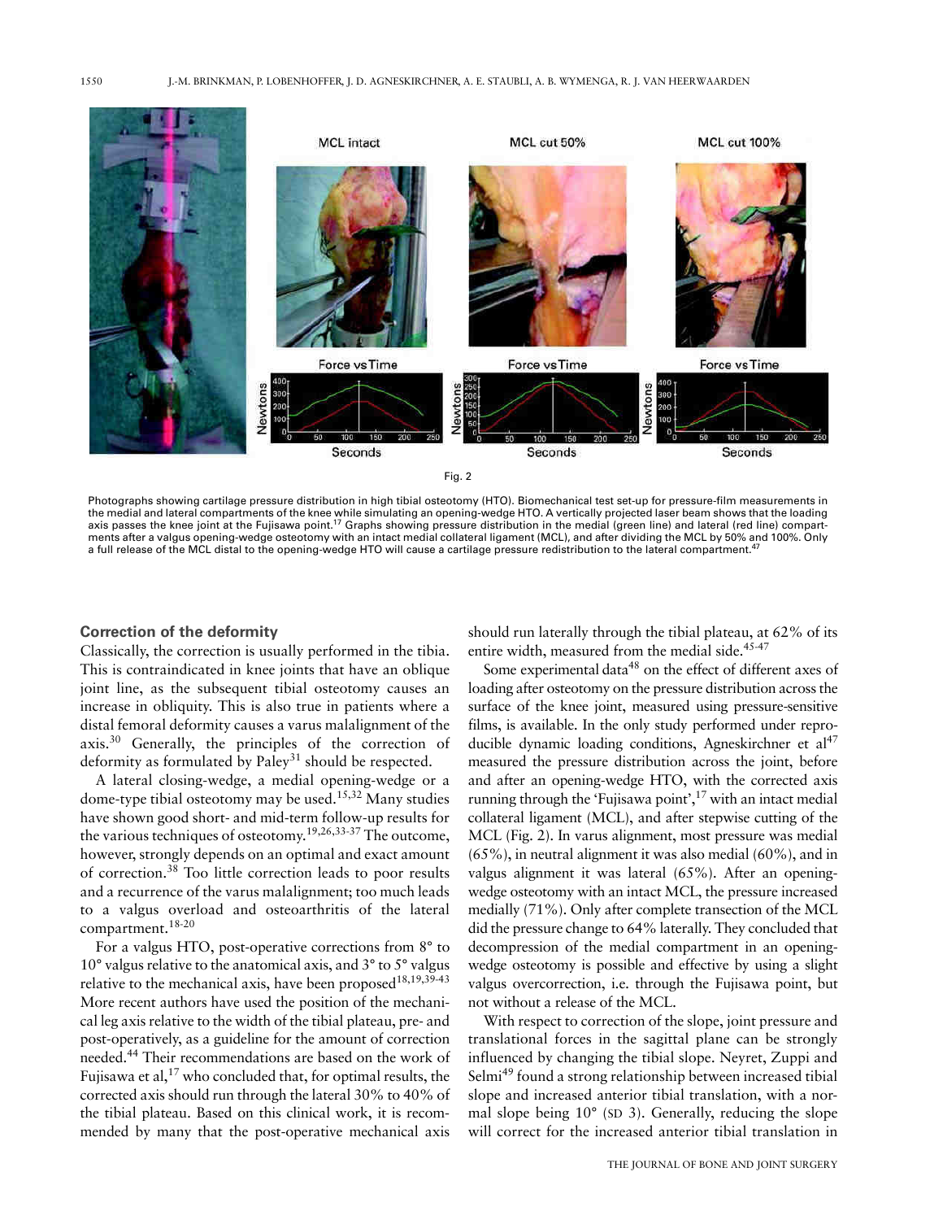Fig. 2

Photographs showing cartilage pressure distribution in high tibial osteotomy (HTO). Biomechanical test set-up for pressure-film measurements in the medial and lateral compartments of the knee while simulating an opening-wedge HTO. A vertically projected laser beam shows that the loading axis passes the knee joint at the Fujisawa point.[17] Graphs showing pressure distribution in the medial (green line) and lateral (red line) compartments after a valgus opening-wedge osteotomy with an intact medial collateral ligament (MCL), and after dividing the MCL by 50% and 100%. Only a full release of the MCL distal to the opening-wedge HTO will cause a cartilage pressure redistribution to the lateral compartment.[47]

### Correction of the deformity

Classically, the correction is usually performed in the tibia. This is contraindicated in knee joints that have an oblique joint line, as the subsequent tibial osteotomy causes an increase in obliquity. This is also true in patients where a distal femoral deformity causes a varus malalignment of the axis.[30] Generally, the principles of the correction of deformity as formulated by Paley[31] should be respected.

A lateral closing-wedge, a medial opening-wedge or a dome-type tibial osteotomy may be used.[15,32] Many studies have shown good short- and mid-term follow-up results for the various techniques of osteotomy.[19,26,33-37] The outcome, however, strongly depends on an optimal and exact amount of correction.[38] Too little correction leads to poor results and a recurrence of the varus malalignment; too much leads to a valgus overload and osteoarthritis of the lateral compartment.[18-20]

For a valgus HTO, post-operative corrections from 8° to 10° valgus relative to the anatomical axis, and 3° to 5° valgus relative to the mechanical axis, have been proposed[18,19,39-43] More recent authors have used the position of the mechanical leg axis relative to the width of the tibial plateau, pre- and post-operatively, as a guideline for the amount of correction needed.[44] Their recommendations are based on the work of Fujisawa et al,[17] who concluded that, for optimal results, the corrected axis should run through the lateral 30% to 40% of the tibial plateau. Based on this clinical work, it is recommended by many that the post-operative mechanical axis should run laterally through the tibial plateau, at 62% of its entire width, measured from the medial side.[45-47]

Some experimental data[48] on the effect of different axes of loading after osteotomy on the pressure distribution across the surface of the knee joint, measured using pressure-sensitive films, is available. In the only study performed under reproducible dynamic loading conditions, Agneskirchner et al[47] measured the pressure distribution across the joint, before and after an opening-wedge HTO, with the corrected axis running through the 'Fujisawa point',[17] with an intact medial collateral ligament (MCL), and after stepwise cutting of the MCL (Fig. 2). In varus alignment, most pressure was medial (65%), in neutral alignment it was also medial (60%), and in valgus alignment it was lateral (65%). After an opening-wedge osteotomy with an intact MCL, the pressure increased medially (71%). Only after complete transection of the MCL did the pressure change to 64% laterally. They concluded that decompression of the medial compartment in an opening-wedge osteotomy is possible and effective by using a slight valgus overcorrection, i.e. through the Fujisawa point, but not without a release of the MCL.

With respect to correction of the slope, joint pressure and translational forces in the sagittal plane can be strongly influenced by changing the tibial slope. Neyret, Zuppi and Selmi[49] found a strong relationship between increased tibial slope and increased anterior tibial translation, with a normal slope being 10° (SD 3). Generally, reducing the slope will correct for the increased anterior tibial translation in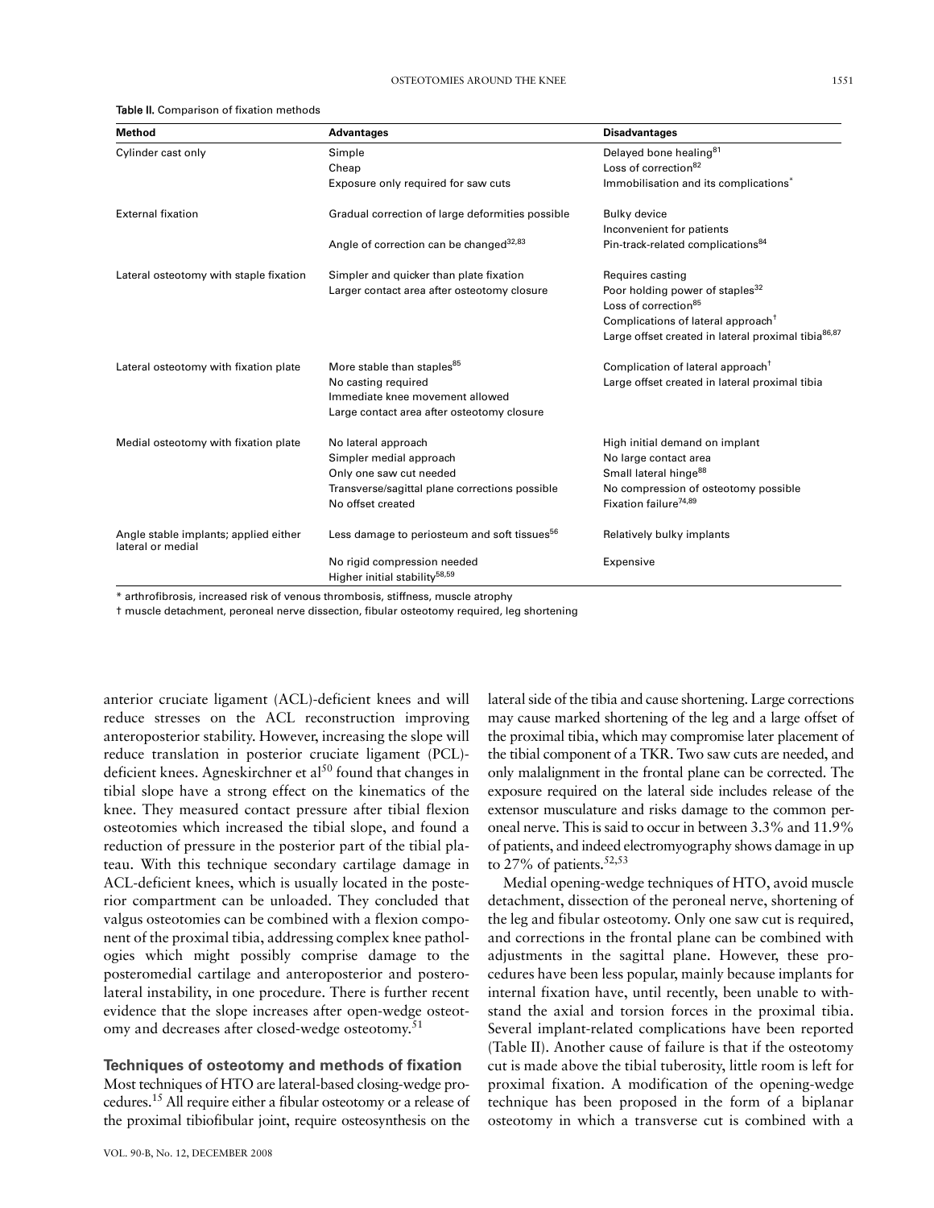**Table II.** Comparison of fixation methods

| Method | Advantages | Disadvantages |
|---|---|---|
| Cylinder cast only | Simple<br>Cheap<br>Exposure only required for saw cuts | Delayed bone healing[81]<br>Loss of correction[82]<br>Immobilisation and its complications* |
| External fixation | Gradual correction of large deformities possible<br>Angle of correction can be changed[32,83] | Bulky device<br>Inconvenient for patients<br>Pin-track-related complications[84] |
| Lateral osteotomy with staple fixation | Simpler and quicker than plate fixation<br>Larger contact area after osteotomy closure | Requires casting<br>Poor holding power of staples[32]<br>Loss of correction[85]<br>Complications of lateral approach†<br>Large offset created in lateral proximal tibia[86,87] |
| Lateral osteotomy with fixation plate | More stable than staples[85]<br>No casting required<br>Immediate knee movement allowed<br>Large contact area after osteotomy closure | Complication of lateral approach†<br>Large offset created in lateral proximal tibia |
| Medial osteotomy with fixation plate | No lateral approach<br>Simpler medial approach<br>Only one saw cut needed<br>Transverse/sagittal plane corrections possible<br>No offset created | High initial demand on implant<br>No large contact area<br>Small lateral hinge[88]<br>No compression of osteotomy possible<br>Fixation failure[74,89] |
| Angle stable implants; applied either lateral or medial | Less damage to periosteum and soft tissues[56]<br>No rigid compression needed<br>Higher initial stability[58,59] | Relatively bulky implants<br>Expensive |

\* arthrofibrosis, increased risk of venous thrombosis, stiffness, muscle atrophy

† muscle detachment, peroneal nerve dissection, fibular osteotomy required, leg shortening

anterior cruciate ligament (ACL)-deficient knees and will reduce stresses on the ACL reconstruction improving anteroposterior stability. However, increasing the slope will reduce translation in posterior cruciate ligament (PCL)-deficient knees. Agneskirchner et al[50] found that changes in tibial slope have a strong effect on the kinematics of the knee. They measured contact pressure after tibial flexion osteotomies which increased the tibial slope, and found a reduction of pressure in the posterior part of the tibial plateau. With this technique secondary cartilage damage in ACL-deficient knees, which is usually located in the posterior compartment can be unloaded. They concluded that valgus osteotomies can be combined with a flexion component of the proximal tibia, addressing complex knee pathologies which might possibly comprise damage to the posteromedial cartilage and anteroposterior and posterolateral instability, in one procedure. There is further recent evidence that the slope increases after open-wedge osteotomy and decreases after closed-wedge osteotomy.[51]

## Techniques of osteotomy and methods of fixation

Most techniques of HTO are lateral-based closing-wedge procedures.[15] All require either a fibular osteotomy or a release of the proximal tibiofibular joint, require osteosynthesis on the lateral side of the tibia and cause shortening. Large corrections may cause marked shortening of the leg and a large offset of the proximal tibia, which may compromise later placement of the tibial component of a TKR. Two saw cuts are needed, and only malalignment in the frontal plane can be corrected. The exposure required on the lateral side includes release of the extensor musculature and risks damage to the common peroneal nerve. This is said to occur in between 3.3% and 11.9% of patients, and indeed electromyography shows damage in up to 27% of patients.[52,53]

Medial opening-wedge techniques of HTO, avoid muscle detachment, dissection of the peroneal nerve, shortening of the leg and fibular osteotomy. Only one saw cut is required, and corrections in the frontal plane can be combined with adjustments in the sagittal plane. However, these procedures have been less popular, mainly because implants for internal fixation have, until recently, been unable to withstand the axial and torsion forces in the proximal tibia. Several implant-related complications have been reported (Table II). Another cause of failure is that if the osteotomy cut is made above the tibial tuberosity, little room is left for proximal fixation. A modification of the opening-wedge technique has been proposed in the form of a biplanar osteotomy in which a transverse cut is combined with a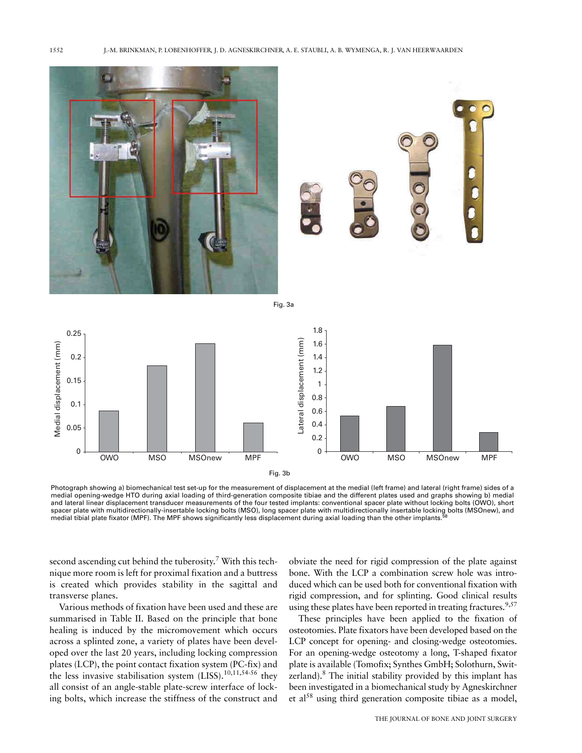Fig. 3a

Fig. 3b

Photograph showing a) biomechanical test set-up for the measurement of displacement at the medial (left frame) and lateral (right frame) sides of a medial opening-wedge HTO during axial loading of third-generation composite tibiae and the different plates used and graphs showing b) medial and lateral linear displacement transducer measurements of the four tested implants: conventional spacer plate without locking bolts (OWO), short spacer plate with multidirectionally-insertable locking bolts (MSO), long spacer plate with multidirectionally insertable locking bolts (MSOnew), and medial tibial plate fixator (MPF). The MPF shows significantly less displacement during axial loading than the other implants.[58]

second ascending cut behind the tuberosity.[7] With this technique more room is left for proximal fixation and a buttress is created which provides stability in the sagittal and transverse planes.

Various methods of fixation have been used and these are summarised in Table II. Based on the principle that bone healing is induced by the micromovement which occurs across a splinted zone, a variety of plates have been developed over the last 20 years, including locking compression plates (LCP), the point contact fixation system (PC-fix) and the less invasive stabilisation system (LISS).[10,11,54-56] they all consist of an angle-stable plate-screw interface of locking bolts, which increase the stiffness of the construct and obviate the need for rigid compression of the plate against bone. With the LCP a combination screw hole was introduced which can be used both for conventional fixation with rigid compression, and for splinting. Good clinical results using these plates have been reported in treating fractures.[9,57]

These principles have been applied to the fixation of osteotomies. Plate fixators have been developed based on the LCP concept for opening- and closing-wedge osteotomies. For an opening-wedge osteotomy a long, T-shaped fixator plate is available (Tomofix; Synthes GmbH; Solothurn, Switzerland).[8] The initial stability provided by this implant has been investigated in a biomechanical study by Agneskirchner et al[58] using third generation composite tibiae as a model,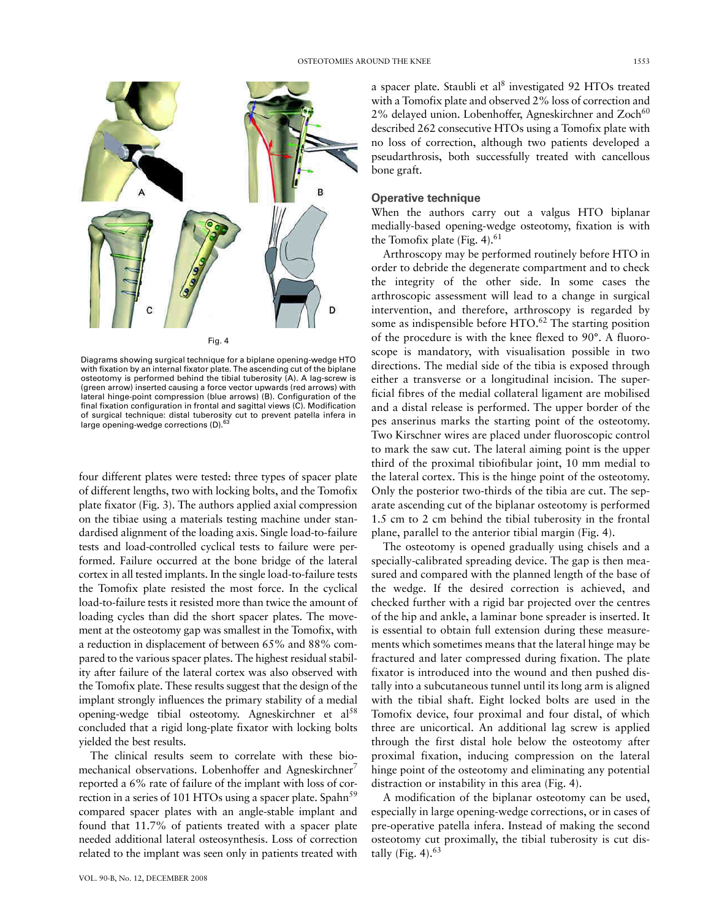Fig. 4

Diagrams showing surgical technique for a biplane opening-wedge HTO with fixation by an internal fixator plate. The ascending cut of the biplane osteotomy is performed behind the tibial tuberosity (A). A lag-screw is (green arrow) inserted causing a force vector upwards (red arrows) with lateral hinge-point compression (blue arrows) (B). Configuration of the final fixation configuration in frontal and sagittal views (C). Modification of surgical technique: distal tuberosity cut to prevent patella infera in large opening-wedge corrections (D).[63]

four different plates were tested: three types of spacer plate of different lengths, two with locking bolts, and the Tomofix plate fixator (Fig. 3). The authors applied axial compression on the tibiae using a materials testing machine under standardised alignment of the loading axis. Single load-to-failure tests and load-controlled cyclical tests to failure were performed. Failure occurred at the bone bridge of the lateral cortex in all tested implants. In the single load-to-failure tests the Tomofix plate resisted the most force. In the cyclical load-to-failure tests it resisted more than twice the amount of loading cycles than did the short spacer plates. The movement at the osteotomy gap was smallest in the Tomofix, with a reduction in displacement of between 65% and 88% compared to the various spacer plates. The highest residual stability after failure of the lateral cortex was also observed with the Tomofix plate. These results suggest that the design of the implant strongly influences the primary stability of a medial opening-wedge tibial osteotomy. Agneskirchner et al[58] concluded that a rigid long-plate fixator with locking bolts yielded the best results.

The clinical results seem to correlate with these biomechanical observations. Lobenhoffer and Agneskirchner[7] reported a 6% rate of failure of the implant with loss of correction in a series of 101 HTOs using a spacer plate. Spahn[59] compared spacer plates with an angle-stable implant and found that 11.7% of patients treated with a spacer plate needed additional lateral osteosynthesis. Loss of correction related to the implant was seen only in patients treated with a spacer plate. Staubli et al[8] investigated 92 HTOs treated with a Tomofix plate and observed 2% loss of correction and 2% delayed union. Lobenhoffer, Agneskirchner and Zoch[60] described 262 consecutive HTOs using a Tomofix plate with no loss of correction, although two patients developed a pseudarthrosis, both successfully treated with cancellous bone graft.

## Operative technique

When the authors carry out a valgus HTO biplanar medially-based opening-wedge osteotomy, fixation is with the Tomofix plate (Fig. 4).[61]

Arthroscopy may be performed routinely before HTO in order to debride the degenerate compartment and to check the integrity of the other side. In some cases the arthroscopic assessment will lead to a change in surgical intervention, and therefore, arthroscopy is regarded by some as indispensible before HTO.[62] The starting position of the procedure is with the knee flexed to 90°. A fluoroscope is mandatory, with visualisation possible in two directions. The medial side of the tibia is exposed through either a transverse or a longitudinal incision. The superficial fibres of the medial collateral ligament are mobilised and a distal release is performed. The upper border of the pes anserinus marks the starting point of the osteotomy. Two Kirschner wires are placed under fluoroscopic control to mark the saw cut. The lateral aiming point is the upper third of the proximal tibiofibular joint, 10 mm medial to the lateral cortex. This is the hinge point of the osteotomy. Only the posterior two-thirds of the tibia are cut. The separate ascending cut of the biplanar osteotomy is performed 1.5 cm to 2 cm behind the tibial tuberosity in the frontal plane, parallel to the anterior tibial margin (Fig. 4).

The osteotomy is opened gradually using chisels and a specially-calibrated spreading device. The gap is then measured and compared with the planned length of the base of the wedge. If the desired correction is achieved, and checked further with a rigid bar projected over the centres of the hip and ankle, a laminar bone spreader is inserted. It is essential to obtain full extension during these measurements which sometimes means that the lateral hinge may be fractured and later compressed during fixation. The plate fixator is introduced into the wound and then pushed distally into a subcutaneous tunnel until its long arm is aligned with the tibial shaft. Eight locked bolts are used in the Tomofix device, four proximal and four distal, of which three are unicortical. An additional lag screw is applied through the first distal hole below the osteotomy after proximal fixation, inducing compression on the lateral hinge point of the osteotomy and eliminating any potential distraction or instability in this area (Fig. 4).

A modification of the biplanar osteotomy can be used, especially in large opening-wedge corrections, or in cases of pre-operative patella infera. Instead of making the second osteotomy cut proximally, the tibial tuberosity is cut distally (Fig. 4).[63]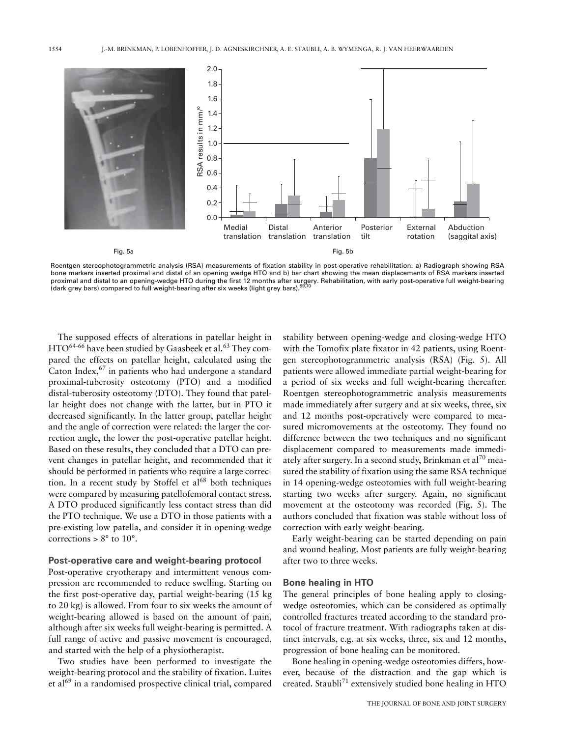Fig. 5a

Fig. 5b

Roentgen stereophotogrammetric analysis (RSA) measurements of fixation stability in post-operative rehabilitation. a) Radiograph showing RSA bone markers inserted proximal and distal of an opening wedge HTO and b) bar chart showing the mean displacements of RSA markers inserted proximal and distal to an opening-wedge HTO during the first 12 months after surgery. Rehabilitation, with early post-operative full weight-bearing (dark grey bars) compared to full weight-bearing after six weeks (light grey bars).[69,70]

The supposed effects of alterations in patellar height in HTO[64-66] have been studied by Gaasbeek et al.[63] They compared the effects on patellar height, calculated using the Caton Index,[67] in patients who had undergone a standard proximal-tuberosity osteotomy (PTO) and a modified distal-tuberosity osteotomy (DTO). They found that patellar height does not change with the latter, but in PTO it decreased significantly. In the latter group, patellar height and the angle of correction were related: the larger the correction angle, the lower the post-operative patellar height. Based on these results, they concluded that a DTO can prevent changes in patellar height, and recommended that it should be performed in patients who require a large correction. In a recent study by Stoffel et al[68] both techniques were compared by measuring patellofemoral contact stress. A DTO produced significantly less contact stress than did the PTO technique. We use a DTO in those patients with a pre-existing low patella, and consider it in opening-wedge corrections > 8° to 10°.

## Post-operative care and weight-bearing protocol

Post-operative cryotherapy and intermittent venous compression are recommended to reduce swelling. Starting on the first post-operative day, partial weight-bearing (15 kg to 20 kg) is allowed. From four to six weeks the amount of weight-bearing allowed is based on the amount of pain, although after six weeks full weight-bearing is permitted. A full range of active and passive movement is encouraged, and started with the help of a physiotherapist.

Two studies have been performed to investigate the weight-bearing protocol and the stability of fixation. Luites et al[69] in a randomised prospective clinical trial, compared stability between opening-wedge and closing-wedge HTO with the Tomofix plate fixator in 42 patients, using Roentgen stereophotogrammetric analysis (RSA) (Fig. 5). All patients were allowed immediate partial weight-bearing for a period of six weeks and full weight-bearing thereafter. Roentgen stereophotogrammetric analysis measurements made immediately after surgery and at six weeks, three, six and 12 months post-operatively were compared to measured micromovements at the osteotomy. They found no difference between the two techniques and no significant displacement compared to measurements made immediately after surgery. In a second study, Brinkman et al[70] measured the stability of fixation using the same RSA technique in 14 opening-wedge osteotomies with full weight-bearing starting two weeks after surgery. Again, no significant movement at the osteotomy was recorded (Fig. 5). The authors concluded that fixation was stable without loss of correction with early weight-bearing.

Early weight-bearing can be started depending on pain and wound healing. Most patients are fully weight-bearing after two to three weeks.

## Bone healing in HTO

The general principles of bone healing apply to closing-wedge osteotomies, which can be considered as optimally controlled fractures treated according to the standard protocol of fracture treatment. With radiographs taken at distinct intervals, e.g. at six weeks, three, six and 12 months, progression of bone healing can be monitored.

Bone healing in opening-wedge osteotomies differs, however, because of the distraction and the gap which is created. Staubli[71] extensively studied bone healing in HTO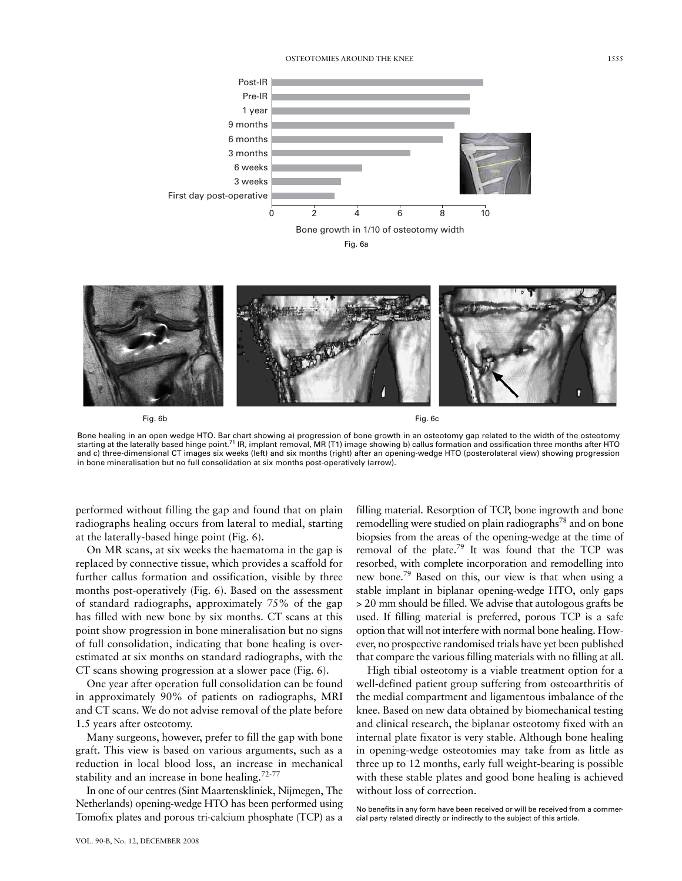Fig. 6a

Fig. 6b

Fig. 6c

Bone healing in an open wedge HTO. Bar chart showing a) progression of bone growth in an osteotomy gap related to the width of the osteotomy starting at the laterally based hinge point.[71] IR, implant removal, MR (T1) image showing b) callus formation and ossification three months after HTO and c) three-dimensional CT images six weeks (left) and six months (right) after an opening-wedge HTO (posterolateral view) showing progression in bone mineralisation but no full consolidation at six months post-operatively (arrow).

performed without filling the gap and found that on plain radiographs healing occurs from lateral to medial, starting at the laterally-based hinge point (Fig. 6).

On MR scans, at six weeks the haematoma in the gap is replaced by connective tissue, which provides a scaffold for further callus formation and ossification, visible by three months post-operatively (Fig. 6). Based on the assessment of standard radiographs, approximately 75% of the gap has filled with new bone by six months. CT scans at this point show progression in bone mineralisation but no signs of full consolidation, indicating that bone healing is overestimated at six months on standard radiographs, with the CT scans showing progression at a slower pace (Fig. 6).

One year after operation full consolidation can be found in approximately 90% of patients on radiographs, MRI and CT scans. We do not advise removal of the plate before 1.5 years after osteotomy.

Many surgeons, however, prefer to fill the gap with bone graft. This view is based on various arguments, such as a reduction in local blood loss, an increase in mechanical stability and an increase in bone healing.[72-77]

In one of our centres (Sint Maartenskliniek, Nijmegen, The Netherlands) opening-wedge HTO has been performed using Tomofix plates and porous tri-calcium phosphate (TCP) as a filling material. Resorption of TCP, bone ingrowth and bone remodelling were studied on plain radiographs[78] and on bone biopsies from the areas of the opening-wedge at the time of removal of the plate.[79] It was found that the TCP was resorbed, with complete incorporation and remodelling into new bone.[79] Based on this, our view is that when using a stable implant in biplanar opening-wedge HTO, only gaps > 20 mm should be filled. We advise that autologous grafts be used. If filling material is preferred, porous TCP is a safe option that will not interfere with normal bone healing. However, no prospective randomised trials have yet been published that compare the various filling materials with no filling at all.

High tibial osteotomy is a viable treatment option for a well-defined patient group suffering from osteoarthritis of the medial compartment and ligamentous imbalance of the knee. Based on new data obtained by biomechanical testing and clinical research, the biplanar osteotomy fixed with an internal plate fixator is very stable. Although bone healing in opening-wedge osteotomies may take from as little as three up to 12 months, early full weight-bearing is possible with these stable plates and good bone healing is achieved without loss of correction.

No benefits in any form have been received or will be received from a commercial party related directly or indirectly to the subject of this article.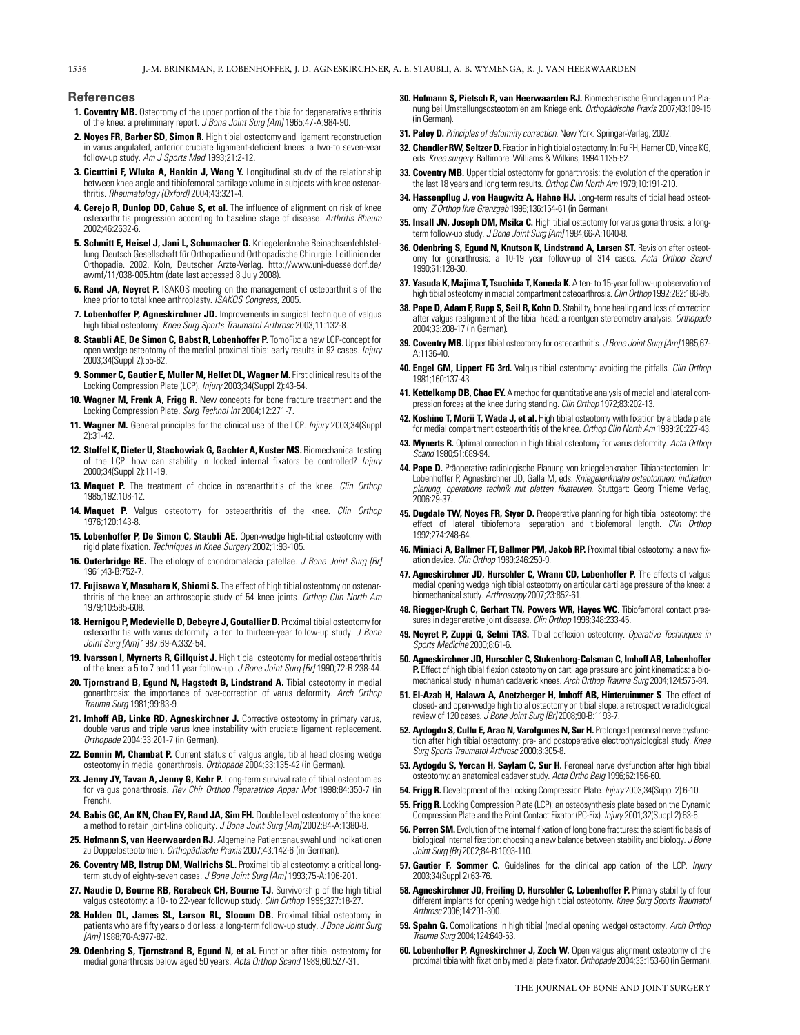## References

1. **Coventry MB.** Osteotomy of the upper portion of the tibia for degenerative arthritis of the knee: a preliminary report. *J Bone Joint Surg [Am]* 1965;47-A:984-90.
2. **Noyes FR, Barber SD, Simon R.** High tibial osteotomy and ligament reconstruction in varus angulated, anterior cruciate ligament-deficient knees: a two-to seven-year follow-up study. *Am J Sports Med* 1993;21:2-12.
3. **Cicuttini F, Wluka A, Hankin J, Wang Y.** Longitudinal study of the relationship between knee angle and tibiofemoral cartilage volume in subjects with knee osteoarthritis. *Rheumatology (Oxford)* 2004;43:321-4.
4. **Cerejo R, Dunlop DD, Cahue S, et al.** The influence of alignment on risk of knee osteoarthritis progression according to baseline stage of disease. *Arthritis Rheum* 2002;46:2632-6.
5. **Schmitt E, Heisel J, Jani L, Schumacher G.** Kniegelenknahe Beinachsenfehlstellung. Deutsch Gesellschaft für Orthopadie und Orthopadische Chirurgie. Leitlinien der Orthopadie. 2002. Koln, Deutscher Arzte-Verlag. http://www.uni-duesseldorf.de/awmf/11/038-005.htm (date last accessed 8 July 2008).
6. **Rand JA, Neyret P.** ISAKOS meeting on the management of osteoarthritis of the knee prior to total knee arthroplasty. *ISAKOS Congress,* 2005.
7. **Lobenhoffer P, Agneskirchner JD.** Improvements in surgical technique of valgus high tibial osteotomy. *Knee Surg Sports Traumatol Arthrosc* 2003;11:132-8.
8. **Staubli AE, De Simon C, Babst R, Lobenhoffer P.** TomoFix: a new LCP-concept for open wedge osteotomy of the medial proximal tibia: early results in 92 cases. *Injury* 2003;34(Suppl 2):55-62.
9. **Sommer C, Gautier E, Muller M, Helfet DL, Wagner M.** First clinical results of the Locking Compression Plate (LCP). *Injury* 2003;34(Suppl 2):43-54.
10. **Wagner M, Frenk A, Frigg R.** New concepts for bone fracture treatment and the Locking Compression Plate. *Surg Technol Int* 2004;12:271-7.
11. **Wagner M.** General principles for the clinical use of the LCP. *Injury* 2003;34(Suppl 2):31-42.
12. **Stoffel K, Dieter U, Stachowiak G, Gachter A, Kuster MS.** Biomechanical testing of the LCP: how can stability in locked internal fixators be controlled? *Injury* 2000;34(Suppl 2):11-19.
13. **Maquet P.** The treatment of choice in osteoarthritis of the knee. *Clin Orthop* 1985;192:108-12.
14. **Maquet P.** Valgus osteotomy for osteoarthritis of the knee. *Clin Orthop* 1976;120:143-8.
15. **Lobenhoffer P, De Simon C, Staubli AE.** Open-wedge high-tibial osteotomy with rigid plate fixation. *Techniques in Knee Surgery* 2002;1:93-105.
16. **Outerbridge RE.** The etiology of chondromalacia patellae. *J Bone Joint Surg [Br]* 1961;43-B:752-7.
17. **Fujisawa Y, Masuhara K, Shiomi S.** The effect of high tibial osteotomy on osteoarthritis of the knee: an arthroscopic study of 54 knee joints. *Orthop Clin North Am* 1979;10:585-608.
18. **Hernigou P, Medevielle D, Debeyre J, Goutallier D.** Proximal tibial osteotomy for osteoarthritis with varus deformity: a ten to thirteen-year follow-up study. *J Bone Joint Surg [Am]* 1987;69-A:332-54.
19. **Ivarsson I, Myrnerts R, Gillquist J.** High tibial osteotomy for medial osteoarthritis of the knee: a 5 to 7 and 11 year follow-up. *J Bone Joint Surg [Br]* 1990;72-B:238-44.
20. **Tjornstrand B, Egund N, Hagstedt B, Lindstrand A.** Tibial osteotomy in medial gonarthrosis: the importance of over-correction of varus deformity. *Arch Orthop Trauma Surg* 1981;99:83-9.
21. **Imhoff AB, Linke RD, Agneskirchner J.** Corrective osteotomy in primary varus, double varus and triple varus knee instability with cruciate ligament replacement. *Orthopade* 2004;33:201-7 (in German).
22. **Bonnin M, Chambat P.** Current status of valgus angle, tibial head closing wedge osteotomy in medial gonarthrosis. *Orthopade* 2004;33:135-42 (in German).
23. **Jenny JY, Tavan A, Jenny G, Kehr P.** Long-term survival rate of tibial osteotomies for valgus gonarthrosis. *Rev Chir Orthop Reparatrice Appar Mot* 1998;84:350-7 (in French).
24. **Babis GC, An KN, Chao EY, Rand JA, Sim FH.** Double level osteotomy of the knee: a method to retain joint-line obliquity. *J Bone Joint Surg [Am]* 2002;84-A:1380-8.
25. **Hofmann S, van Heerwaarden RJ.** Algemeine Patientenauswahl und Indikationen zu Doppelosteotomien. *Orthopädische Praxis* 2007;43:142-6 (in German).
26. **Coventry MB, Ilstrup DM, Wallrichs SL.** Proximal tibial osteotomy: a critical long-term study of eighty-seven cases. *J Bone Joint Surg [Am]* 1993;75-A:196-201.
27. **Naudie D, Bourne RB, Rorabeck CH, Bourne TJ.** Survivorship of the high tibial valgus osteotomy: a 10- to 22-year followup study. *Clin Orthop* 1999;327:18-27.
28. **Holden DL, James SL, Larson RL, Slocum DB.** Proximal tibial osteotomy in patients who are fifty years old or less: a long-term follow-up study. *J Bone Joint Surg [Am]* 1988;70-A:977-82.
29. **Odenbring S, Tjornstrand B, Egund N, et al.** Function after tibial osteotomy for medial gonarthrosis below aged 50 years. *Acta Orthop Scand* 1989;60:527-31.
30. **Hofmann S, Pietsch R, van Heerwaarden RJ.** Biomechanische Grundlagen und Planung bei Umstellungsosteotomien am Kniegelenk. *Orthopädische Praxis* 2007;43:109-15 (in German).
31. **Paley D.** *Principles of deformity correction.* New York: Springer-Verlag, 2002.
32. **Chandler RW, Seltzer D.** Fixation in high tibial osteotomy. In: Fu FH, Harner CD, Vince KG, eds. *Knee surgery.* Baltimore: Williams & Wilkins, 1994:1135-52.
33. **Coventry MB.** Upper tibial osteotomy for gonarthrosis: the evolution of the operation in the last 18 years and long term results. *Orthop Clin North Am* 1979;10:191-210.
34. **Hassenpflug J, von Haugwitz A, Hahne HJ.** Long-term results of tibial head osteotomy. *Z Orthop Ihre Grenzgeb* 1998;136:154-61 (in German).
35. **Insall JN, Joseph DM, Msika C.** High tibial osteotomy for varus gonarthrosis: a long-term follow-up study. *J Bone Joint Surg [Am]* 1984;66-A:1040-8.
36. **Odenbring S, Egund N, Knutson K, Lindstrand A, Larsen ST.** Revision after osteotomy for gonarthrosis: a 10-19 year follow-up of 314 cases. *Acta Orthop Scand* 1990;61:128-30.
37. **Yasuda K, Majima T, Tsuchida T, Kaneda K.** A ten- to 15-year follow-up observation of high tibial osteotomy in medial compartment osteoarthrosis. *Clin Orthop* 1992;282:186-95.
38. **Pape D, Adam F, Rupp S, Seil R, Kohn D.** Stability, bone healing and loss of correction after valgus realignment of the tibial head: a roentgen stereometry analysis. *Orthopade* 2004;33:208-17 (in German).
39. **Coventry MB.** Upper tibial osteotomy for osteoarthritis. *J Bone Joint Surg [Am]* 1985;67-A:1136-40.
40. **Engel GM, Lippert FG 3rd.** Valgus tibial osteotomy: avoiding the pitfalls. *Clin Orthop* 1981;160:137-43.
41. **Kettelkamp DB, Chao EY.** A method for quantitative analysis of medial and lateral compression forces at the knee during standing. *Clin Orthop* 1972;83:202-13.
42. **Koshino T, Morii T, Wada J, et al.** High tibial osteotomy with fixation by a blade plate for medial compartment osteoarthritis of the knee. *Orthop Clin North Am* 1989;20:227-43.
43. **Myrnerts R.** Optimal correction in high tibial osteotomy for varus deformity. *Acta Orthop Scand* 1980;51:689-94.
44. **Pape D.** Präoperative radiologische Planung von kniegelenknahen Tibiaosteotomien. In: Lobenhoffer P, Agneskirchner JD, Galla M, eds. *Kniegelenknahe osteotomien: indikation planung, operations technik mit platten fixateuren.* Stuttgart: Georg Thieme Verlag, 2006:29-37.
45. **Dugdale TW, Noyes FR, Styer D.** Preoperative planning for high tibial osteotomy: the effect of lateral tibiofemoral separation and tibiofemoral length. *Clin Orthop* 1992;274:248-64.
46. **Miniaci A, Ballmer FT, Ballmer PM, Jakob RP.** Proximal tibial osteotomy: a new fixation device. *Clin Orthop* 1989;246:250-9.
47. **Agneskirchner JD, Hurschler C, Wrann CD, Lobenhoffer P.** The effects of valgus medial opening wedge high tibial osteotomy on articular cartilage pressure of the knee: a biomechanical study. *Arthroscopy* 2007;23:852-61.
48. **Riegger-Krugh C, Gerhart TN, Powers WR, Hayes WC.** Tibiofemoral contact pressures in degenerative joint disease. *Clin Orthop* 1998;348:233-45.
49. **Neyret P, Zuppi G, Selmi TAS.** Tibial deflexion osteotomy. *Operative Techniques in Sports Medicine* 2000;8:61-6.
50. **Agneskirchner JD, Hurschler C, Stukenborg-Colsman C, Imhoff AB, Lobenhoffer P.** Effect of high tibial flexion osteotomy on cartilage pressure and joint kinematics: a biomechanical study in human cadaveric knees. *Arch Orthop Trauma Surg* 2004;124:575-84.
51. **El-Azab H, Halawa A, Anetzberger H, Imhoff AB, Hinterwimmer S.** The effect of closed- and open-wedge high tibial osteotomy on tibial slope: a retrospective radiological review of 120 cases. *J Bone Joint Surg [Br]* 2008;90-B:1193-7.
52. **Aydogdu S, Cullu E, Arac N, Varolgunes N, Sur H.** Prolonged peroneal nerve dysfunction after high tibial osteotomy: pre- and postoperative electrophysiological study. *Knee Surg Sports Traumatol Arthrosc* 2000;8:305-8.
53. **Aydogdu S, Yercan H, Saylam C, Sur H.** Peroneal nerve dysfunction after high tibial osteotomy: an anatomical cadaver study. *Acta Ortho Belg* 1996;62:156-60.
54. **Frigg R.** Development of the Locking Compression Plate. *Injury* 2003;34(Suppl 2):6-10.
55. **Frigg R.** Locking Compression Plate (LCP): an osteosynthesis plate based on the Dynamic Compression Plate and the Point Contact Fixator (PC-Fix). *Injury* 2001;32(Suppl 2):63-6.
56. **Perren SM.** Evolution of the internal fixation of long bone fractures: the scientific basis of biological internal fixation: choosing a new balance between stability and biology. *J Bone Joint Surg [Br]* 2002;84-B:1093-110.
57. **Gautier F, Sommer C.** Guidelines for the clinical application of the LCP. *Injury* 2003;34(Suppl 2):63-76.
58. **Agneskirchner JD, Freiling D, Hurschler C, Lobenhoffer P.** Primary stability of four different implants for opening wedge high tibial osteotomy. *Knee Surg Sports Traumatol Arthrosc* 2006;14:291-300.
59. **Spahn G.** Complications in high tibial (medial opening wedge) osteotomy. *Arch Orthop Trauma Surg* 2004;124:649-53.
60. **Lobenhoffer P, Agneskirchner J, Zoch W.** Open valgus alignment osteotomy of the proximal tibia with fixation by medial plate fixator. *Orthopade* 2004;33:153-60 (in German).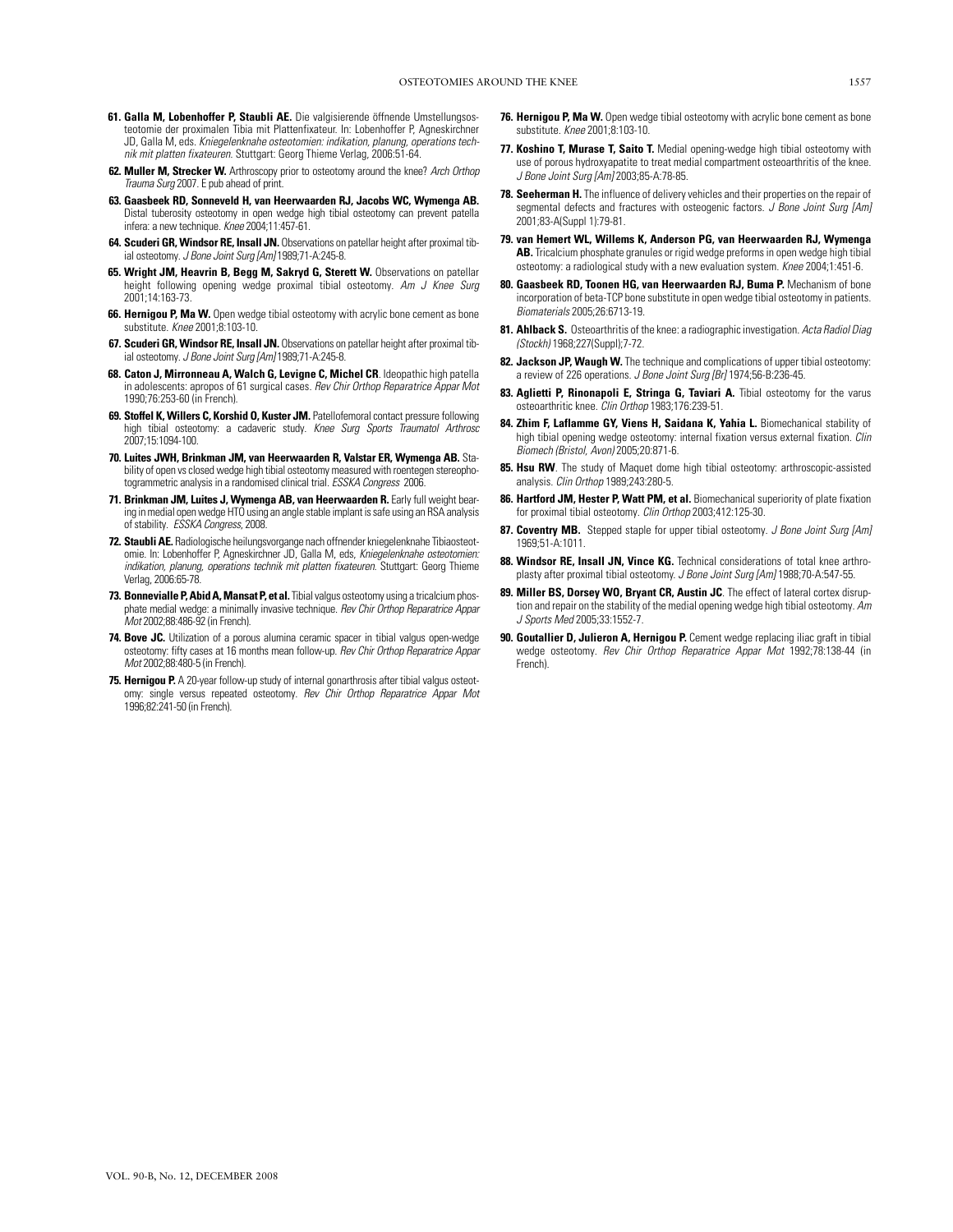61. **Galla M, Lobenhoffer P, Staubli AE.** Die valgisierende öffnende Umstellungsosteotomie der proximalen Tibia mit Plattenfixateur. In: Lobenhoffer P, Agneskirchner JD, Galla M, eds. *Kniegelenknahe osteotomien: indikation, planung, operations technik mit platten fixateuren.* Stuttgart: Georg Thieme Verlag, 2006:51-64.

62. **Muller M, Strecker W.** Arthroscopy prior to osteotomy around the knee? *Arch Orthop Trauma Surg* 2007. E pub ahead of print.

63. **Gaasbeek RD, Sonneveld H, van Heerwaarden RJ, Jacobs WC, Wymenga AB.** Distal tuberosity osteotomy in open wedge high tibial osteotomy can prevent patella infera: a new technique. *Knee* 2004;11:457-61.

64. **Scuderi GR, Windsor RE, Insall JN.** Observations on patellar height after proximal tibial osteotomy. *J Bone Joint Surg [Am]* 1989;71-A:245-8.

65. **Wright JM, Heavrin B, Begg M, Sakryd G, Sterett W.** Observations on patellar height following opening wedge proximal tibial osteotomy. *Am J Knee Surg* 2001;14:163-73.

66. **Hernigou P, Ma W.** Open wedge tibial osteotomy with acrylic bone cement as bone substitute. *Knee* 2001;8:103-10.

67. **Scuderi GR, Windsor RE, Insall JN.** Observations on patellar height after proximal tibial osteotomy. *J Bone Joint Surg [Am]* 1989;71-A:245-8.

68. **Caton J, Mirronneau A, Walch G, Levigne C, Michel CR**. Ideopathic high patella in adolescents: apropos of 61 surgical cases. *Rev Chir Orthop Reparatrice Appar Mot* 1990;76:253-60 (in French).

69. **Stoffel K, Willers C, Korshid O, Kuster JM.** Patellofemoral contact pressure following high tibial osteotomy: a cadaveric study. *Knee Surg Sports Traumatol Arthrosc* 2007;15:1094-100.

70. **Luites JWH, Brinkman JM, van Heerwaarden R, Valstar ER, Wymenga AB.** Stability of open vs closed wedge high tibial osteotomy measured with roentegen stereophotogrammetric analysis in a randomised clinical trial. *ESSKA Congress* 2006.

71. **Brinkman JM, Luites J, Wymenga AB, van Heerwaarden R.** Early full weight bearing in medial open wedge HTO using an angle stable implant is safe using an RSA analysis of stability. *ESSKA Congress*, 2008.

72. **Staubli AE.** Radiologische heilungsvorgange nach offnender kniegelenknahe Tibiaosteotomie. In: Lobenhoffer P, Agneskirchner JD, Galla M, eds, *Kniegelenknahe osteotomien: indikation, planung, operations technik mit platten fixateuren.* Stuttgart: Georg Thieme Verlag, 2006:65-78.

73. **Bonnevialle P, Abid A, Mansat P, et al.** Tibial valgus osteotomy using a tricalcium phosphate medial wedge: a minimally invasive technique. *Rev Chir Orthop Reparatrice Appar Mot* 2002;88:486-92 (in French).

74. **Bove JC.** Utilization of a porous alumina ceramic spacer in tibial valgus open-wedge osteotomy: fifty cases at 16 months mean follow-up. *Rev Chir Orthop Reparatrice Appar Mot* 2002;88:480-5 (in French).

75. **Hernigou P.** A 20-year follow-up study of internal gonarthrosis after tibial valgus osteotomy: single versus repeated osteotomy. *Rev Chir Orthop Reparatrice Appar Mot* 1996;82:241-50 (in French).

76. **Hernigou P, Ma W.** Open wedge tibial osteotomy with acrylic bone cement as bone substitute. *Knee* 2001;8:103-10.

77. **Koshino T, Murase T, Saito T.** Medial opening-wedge high tibial osteotomy with use of porous hydroxyapatite to treat medial compartment osteoarthritis of the knee. *J Bone Joint Surg [Am]* 2003;85-A:78-85.

78. **Seeherman H.** The influence of delivery vehicles and their properties on the repair of segmental defects and fractures with osteogenic factors. *J Bone Joint Surg [Am]* 2001;83-A(Suppl 1):79-81.

79. **van Hemert WL, Willems K, Anderson PG, van Heerwaarden RJ, Wymenga AB.** Tricalcium phosphate granules or rigid wedge preforms in open wedge high tibial osteotomy: a radiological study with a new evaluation system. *Knee* 2004;1:451-6.

80. **Gaasbeek RD, Toonen HG, van Heerwaarden RJ, Buma P.** Mechanism of bone incorporation of beta-TCP bone substitute in open wedge tibial osteotomy in patients. *Biomaterials* 2005;26:6713-19.

81. **Ahlback S.** Osteoarthritis of the knee: a radiographic investigation. *Acta Radiol Diag (Stockh)* 1968;227(Suppl);7-72.

82. **Jackson JP, Waugh W.** The technique and complications of upper tibial osteotomy: a review of 226 operations. *J Bone Joint Surg [Br]* 1974;56-B:236-45.

83. **Aglietti P, Rinonapoli E, Stringa G, Taviari A.** Tibial osteotomy for the varus osteoarthritic knee. *Clin Orthop* 1983;176:239-51.

84. **Zhim F, Laflamme GY, Viens H, Saidana K, Yahia L.** Biomechanical stability of high tibial opening wedge osteotomy: internal fixation versus external fixation. *Clin Biomech (Bristol, Avon)* 2005;20:871-6.

85. **Hsu RW**. The study of Maquet dome high tibial osteotomy: arthroscopic-assisted analysis. *Clin Orthop* 1989;243:280-5.

86. **Hartford JM, Hester P, Watt PM, et al.** Biomechanical superiority of plate fixation for proximal tibial osteotomy. *Clin Orthop* 2003;412:125-30.

87. **Coventry MB.** Stepped staple for upper tibial osteotomy. *J Bone Joint Surg [Am]* 1969;51-A:1011.

88. **Windsor RE, Insall JN, Vince KG.** Technical considerations of total knee arthroplasty after proximal tibial osteotomy. *J Bone Joint Surg [Am]* 1988;70-A:547-55.

89. **Miller BS, Dorsey WO, Bryant CR, Austin JC**. The effect of lateral cortex disruption and repair on the stability of the medial opening wedge high tibial osteotomy. *Am J Sports Med* 2005;33:1552-7.

90. **Goutallier D, Julieron A, Hernigou P.** Cement wedge replacing iliac graft in tibial wedge osteotomy. *Rev Chir Orthop Reparatrice Appar Mot* 1992;78:138-44 (in French).